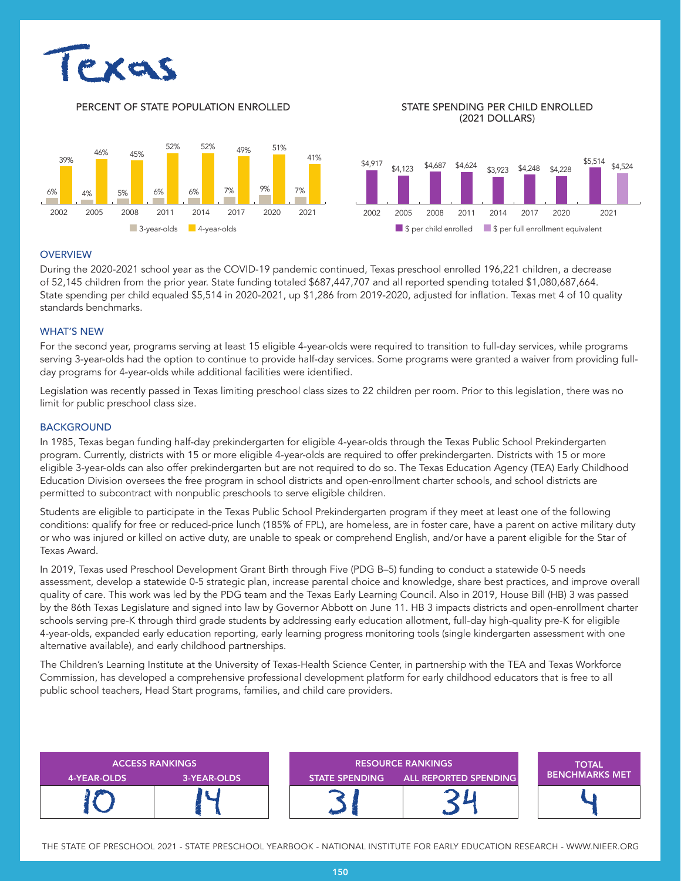# Texas

PERCENT OF STATE POPULATION ENROLLED

39% 46% 45% 52% 52% 49% 51% 41%

6% 4% 5% 6% 6% 7% 9% 7%

2002 2005 2008 2011 2014 2017 2020 2021

3-year-olds 4-year-olds

STATE SPENDING PER CHILD ENROLLED (2021 DOLLARS)

$4,917 $4,123 $4,687 $4,624 $3,923 $4,248 $4,228 $5,514 $4,524

2002 2005 2008 2011 2014 2017 2020 2021

$ per child enrolled $ per full enrollment equivalent

## OVERVIEW

During the 2020-2021 school year as the COVID-19 pandemic continued, Texas preschool enrolled 196,221 children, a decrease of 52,145 children from the prior year. State funding totaled $687,447,707 and all reported spending totaled $1,080,687,664. State spending per child equaled $5,514 in 2020-2021, up $1,286 from 2019-2020, adjusted for inflation. Texas met 4 of 10 quality standards benchmarks.

## WHAT'S NEW

For the second year, programs serving at least 15 eligible 4-year-olds were required to transition to full-day services, while programs serving 3-year-olds had the option to continue to provide half-day services. Some programs were granted a waiver from providing full-day programs for 4-year-olds while additional facilities were identified.

Legislation was recently passed in Texas limiting preschool class sizes to 22 children per room. Prior to this legislation, there was no limit for public preschool class size.

## BACKGROUND

In 1985, Texas began funding half-day prekindergarten for eligible 4-year-olds through the Texas Public School Prekindergarten program. Currently, districts with 15 or more eligible 4-year-olds are required to offer prekindergarten. Districts with 15 or more eligible 3-year-olds can also offer prekindergarten but are not required to do so. The Texas Education Agency (TEA) Early Childhood Education Division oversees the free program in school districts and open-enrollment charter schools, and school districts are permitted to subcontract with nonpublic preschools to serve eligible children.

Students are eligible to participate in the Texas Public School Prekindergarten program if they meet at least one of the following conditions: qualify for free or reduced-price lunch (185% of FPL), are homeless, are in foster care, have a parent on active military duty or who was injured or killed on active duty, are unable to speak or comprehend English, and/or have a parent eligible for the Star of Texas Award.

In 2019, Texas used Preschool Development Grant Birth through Five (PDG B–5) funding to conduct a statewide 0-5 needs assessment, develop a statewide 0-5 strategic plan, increase parental choice and knowledge, share best practices, and improve overall quality of care. This work was led by the PDG team and the Texas Early Learning Council. Also in 2019, House Bill (HB) 3 was passed by the 86th Texas Legislature and signed into law by Governor Abbott on June 11. HB 3 impacts districts and open-enrollment charter schools serving pre-K through third grade students by addressing early education allotment, full-day high-quality pre-K for eligible 4-year-olds, expanded early education reporting, early learning progress monitoring tools (single kindergarten assessment with one alternative available), and early childhood partnerships.

The Children's Learning Institute at the University of Texas-Health Science Center, in partnership with the TEA and Texas Workforce Commission, has developed a comprehensive professional development platform for early childhood educators that is free to all public school teachers, Head Start programs, families, and child care providers.

| ACCESS RANKINGS | | RESOURCE RANKINGS | | TOTAL BENCHMARKS MET |
|---|---|---|---|---|
| 4-YEAR-OLDS | 3-YEAR-OLDS | STATE SPENDING | ALL REPORTED SPENDING | |
| 10 | 14 | 31 | 34 | 4 |

THE STATE OF PRESCHOOL 2021 - STATE PRESCHOOL YEARBOOK - NATIONAL INSTITUTE FOR EARLY EDUCATION RESEARCH - WWW.NIEER.ORG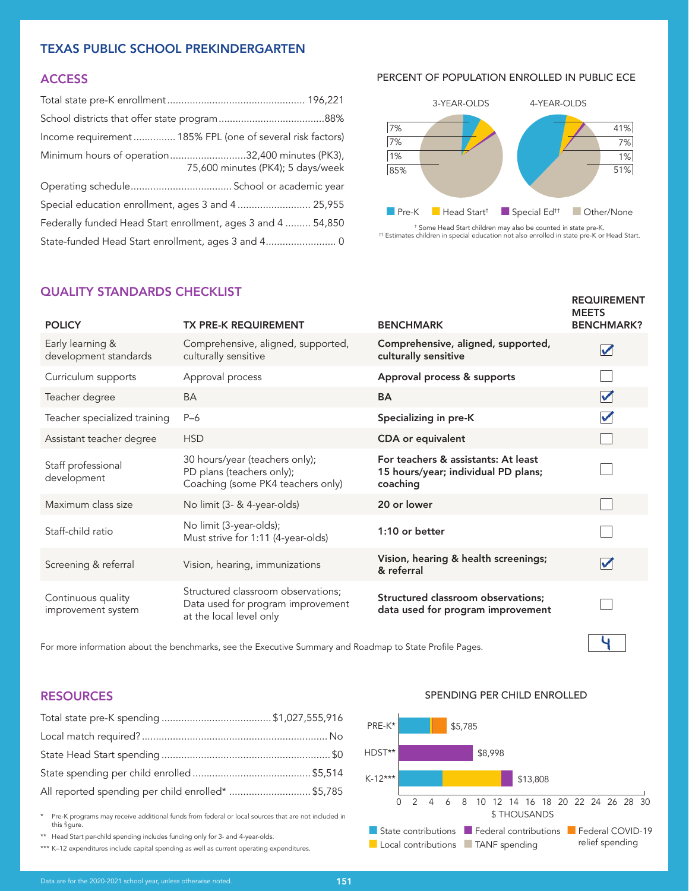# TEXAS PUBLIC SCHOOL PREKINDERGARTEN

## ACCESS

Total state pre-K enrollment ................................................ 196,221

School districts that offer state program ......................................88%

Income requirement .............. 185% FPL (one of several risk factors)

Minimum hours of operation ...........................32,400 minutes (PK3), 75,600 minutes (PK4); 5 days/week

Operating schedule ................................... School or academic year

Special education enrollment, ages 3 and 4 .......................... 25,955

Federally funded Head Start enrollment, ages 3 and 4 ......... 54,850

State-funded Head Start enrollment, ages 3 and 4......................... 0

PERCENT OF POPULATION ENROLLED IN PUBLIC ECE

3-YEAR-OLDS

7%
7%
1%
85%

4-YEAR-OLDS

41%
7%
1%
51%

Pre-K
Head Start†
Special Ed††
Other/None

† Some Head Start children may also be counted in state pre-K.
†† Estimates children in special education not also enrolled in state pre-K or Head Start.

## QUALITY STANDARDS CHECKLIST

| POLICY | TX PRE-K REQUIREMENT | BENCHMARK | REQUIREMENT MEETS BENCHMARK? |
|---|---|---|---|
| Early learning & development standards | Comprehensive, aligned, supported, culturally sensitive | **Comprehensive, aligned, supported, culturally sensitive** | ☑ |
| Curriculum supports | Approval process | **Approval process & supports** | ☐ |
| Teacher degree | BA | **BA** | ☑ |
| Teacher specialized training | P–6 | **Specializing in pre-K** | ☑ |
| Assistant teacher degree | HSD | **CDA or equivalent** | ☐ |
| Staff professional development | 30 hours/year (teachers only); PD plans (teachers only); Coaching (some PK4 teachers only) | **For teachers & assistants: At least 15 hours/year; individual PD plans; coaching** | ☐ |
| Maximum class size | No limit (3- & 4-year-olds) | **20 or lower** | ☐ |
| Staff-child ratio | No limit (3-year-olds); Must strive for 1:11 (4-year-olds) | **1:10 or better** | ☐ |
| Screening & referral | Vision, hearing, immunizations | **Vision, hearing & health screenings; & referral** | ☑ |
| Continuous quality improvement system | Structured classroom observations; Data used for program improvement at the local level only | **Structured classroom observations; data used for program improvement** | ☐ |
| | | | 4 |

For more information about the benchmarks, see the Executive Summary and Roadmap to State Profile Pages.

## RESOURCES

Total state pre-K spending ...................................... $1,027,555,916

Local match required? ................................................................. No

State Head Start spending ............................................................ $0

State spending per child enrolled .......................................... $5,514

All reported spending per child enrolled* ............................. $5,785

\* Pre-K programs may receive additional funds from federal or local sources that are not included in this figure.

\*\* Head Start per-child spending includes funding only for 3- and 4-year-olds.

\*\*\* K–12 expenditures include capital spending as well as current operating expenditures.

SPENDING PER CHILD ENROLLED

PRE-K* $5,785
HDST** $8,998
K-12*** $13,808

0 2 4 6 8 10 12 14 16 18 20 22 24 26 28 30
$ THOUSANDS

State contributions
Local contributions
Federal contributions
TANF spending
Federal COVID-19 relief spending

Data are for the 2020-2021 school year, unless otherwise noted.